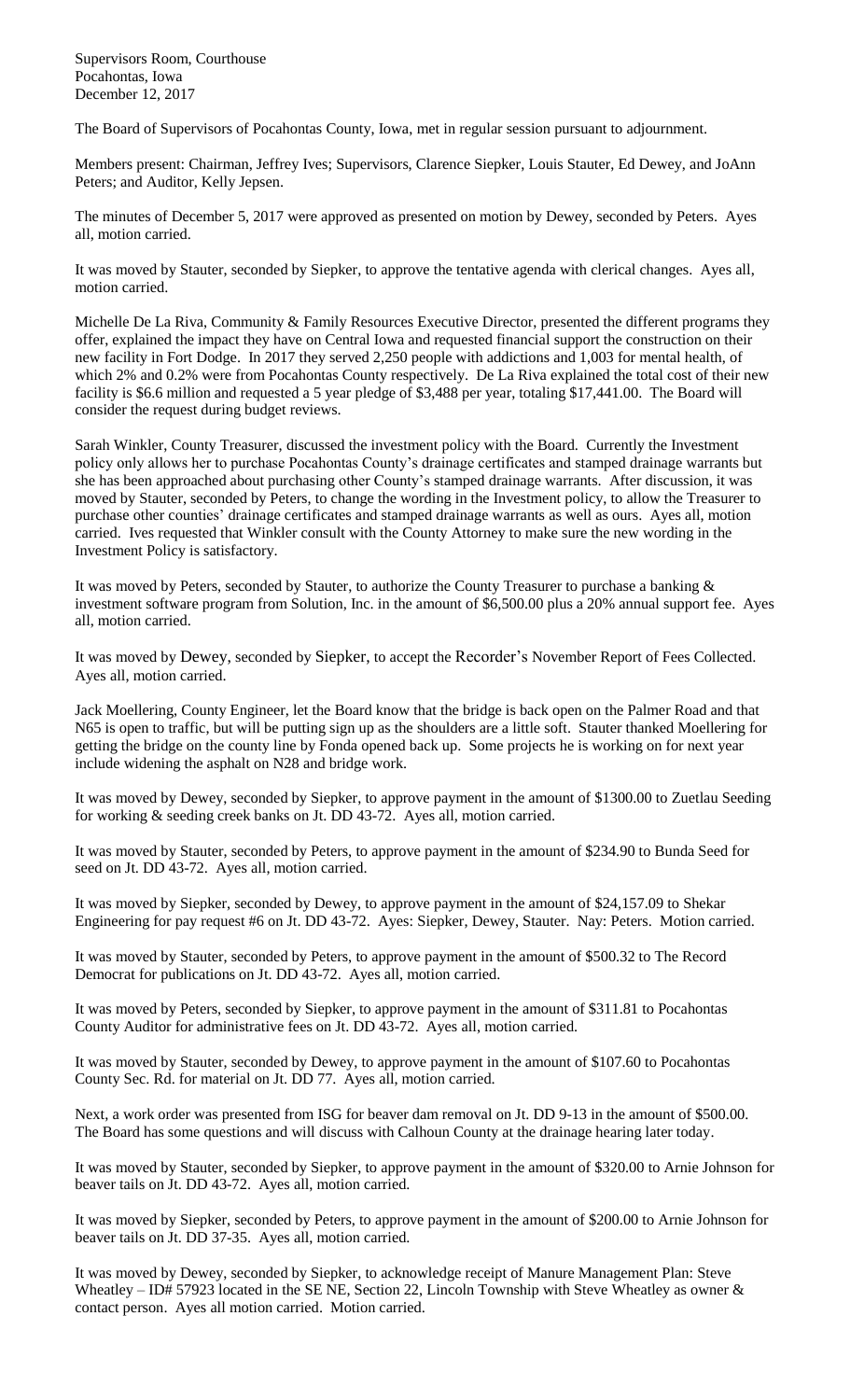Supervisors Room, Courthouse
Pocahontas, Iowa
December 12, 2017

The Board of Supervisors of Pocahontas County, Iowa, met in regular session pursuant to adjournment.

Members present: Chairman, Jeffrey Ives; Supervisors, Clarence Siepker, Louis Stauter, Ed Dewey, and JoAnn Peters; and Auditor, Kelly Jepsen.

The minutes of December 5, 2017 were approved as presented on motion by Dewey, seconded by Peters. Ayes all, motion carried.

It was moved by Stauter, seconded by Siepker, to approve the tentative agenda with clerical changes. Ayes all, motion carried.

Michelle De La Riva, Community & Family Resources Executive Director, presented the different programs they offer, explained the impact they have on Central Iowa and requested financial support the construction on their new facility in Fort Dodge. In 2017 they served 2,250 people with addictions and 1,003 for mental health, of which 2% and 0.2% were from Pocahontas County respectively. De La Riva explained the total cost of their new facility is $6.6 million and requested a 5 year pledge of $3,488 per year, totaling $17,441.00. The Board will consider the request during budget reviews.

Sarah Winkler, County Treasurer, discussed the investment policy with the Board. Currently the Investment policy only allows her to purchase Pocahontas County's drainage certificates and stamped drainage warrants but she has been approached about purchasing other County's stamped drainage warrants. After discussion, it was moved by Stauter, seconded by Peters, to change the wording in the Investment policy, to allow the Treasurer to purchase other counties' drainage certificates and stamped drainage warrants as well as ours. Ayes all, motion carried. Ives requested that Winkler consult with the County Attorney to make sure the new wording in the Investment Policy is satisfactory.

It was moved by Peters, seconded by Stauter, to authorize the County Treasurer to purchase a banking & investment software program from Solution, Inc. in the amount of $6,500.00 plus a 20% annual support fee. Ayes all, motion carried.

It was moved by Dewey, seconded by Siepker, to accept the Recorder's November Report of Fees Collected. Ayes all, motion carried.

Jack Moellering, County Engineer, let the Board know that the bridge is back open on the Palmer Road and that N65 is open to traffic, but will be putting sign up as the shoulders are a little soft. Stauter thanked Moellering for getting the bridge on the county line by Fonda opened back up. Some projects he is working on for next year include widening the asphalt on N28 and bridge work.

It was moved by Dewey, seconded by Siepker, to approve payment in the amount of $1300.00 to Zuetlau Seeding for working & seeding creek banks on Jt. DD 43-72. Ayes all, motion carried.

It was moved by Stauter, seconded by Peters, to approve payment in the amount of $234.90 to Bunda Seed for seed on Jt. DD 43-72. Ayes all, motion carried.

It was moved by Siepker, seconded by Dewey, to approve payment in the amount of $24,157.09 to Shekar Engineering for pay request #6 on Jt. DD 43-72. Ayes: Siepker, Dewey, Stauter. Nay: Peters. Motion carried.

It was moved by Stauter, seconded by Peters, to approve payment in the amount of $500.32 to The Record Democrat for publications on Jt. DD 43-72. Ayes all, motion carried.

It was moved by Peters, seconded by Siepker, to approve payment in the amount of $311.81 to Pocahontas County Auditor for administrative fees on Jt. DD 43-72. Ayes all, motion carried.

It was moved by Stauter, seconded by Dewey, to approve payment in the amount of $107.60 to Pocahontas County Sec. Rd. for material on Jt. DD 77. Ayes all, motion carried.

Next, a work order was presented from ISG for beaver dam removal on Jt. DD 9-13 in the amount of $500.00. The Board has some questions and will discuss with Calhoun County at the drainage hearing later today.

It was moved by Stauter, seconded by Siepker, to approve payment in the amount of $320.00 to Arnie Johnson for beaver tails on Jt. DD 43-72. Ayes all, motion carried.

It was moved by Siepker, seconded by Peters, to approve payment in the amount of $200.00 to Arnie Johnson for beaver tails on Jt. DD 37-35. Ayes all, motion carried.

It was moved by Dewey, seconded by Siepker, to acknowledge receipt of Manure Management Plan: Steve Wheatley – ID# 57923 located in the SE NE, Section 22, Lincoln Township with Steve Wheatley as owner & contact person. Ayes all motion carried. Motion carried.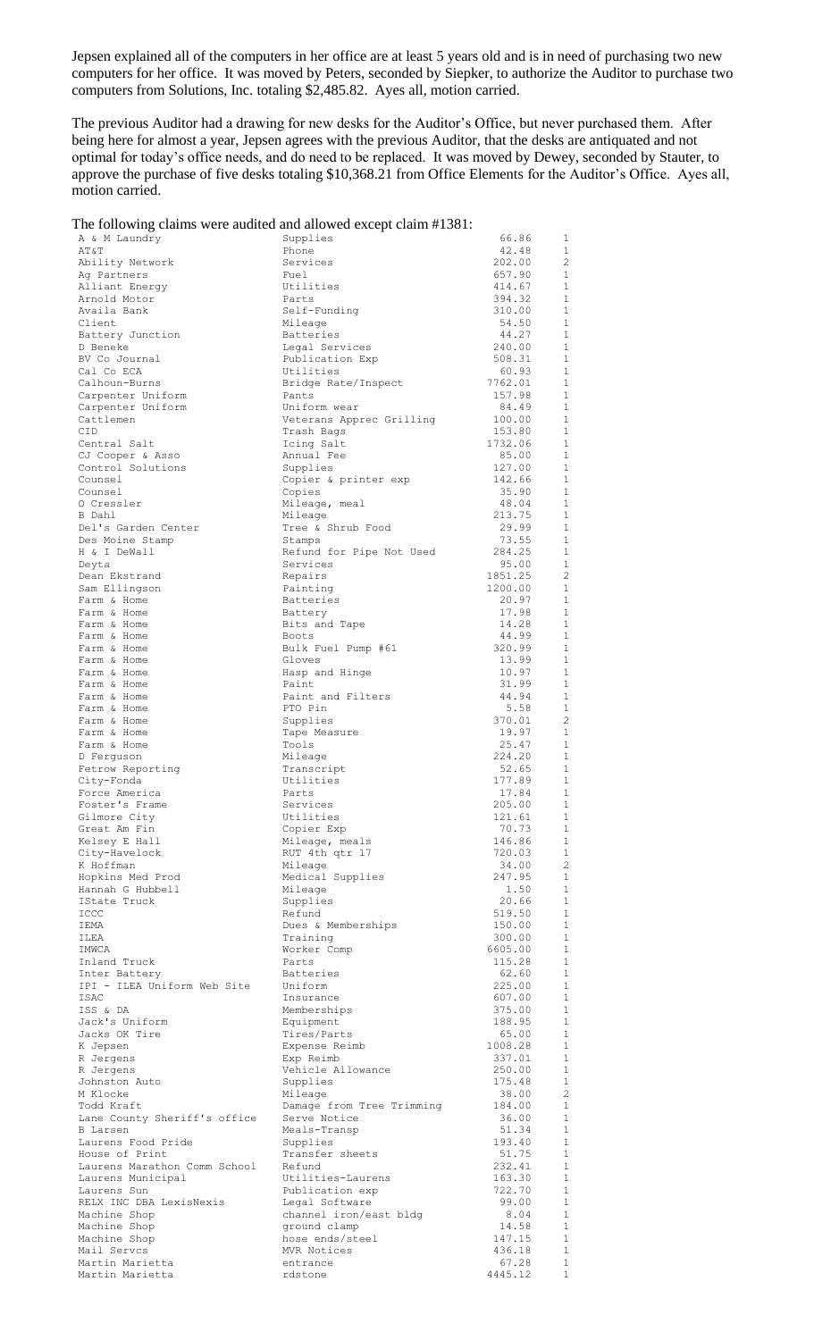Jepsen explained all of the computers in her office are at least 5 years old and is in need of purchasing two new computers for her office. It was moved by Peters, seconded by Siepker, to authorize the Auditor to purchase two computers from Solutions, Inc. totaling $2,485.82. Ayes all, motion carried.

The previous Auditor had a drawing for new desks for the Auditor's Office, but never purchased them. After being here for almost a year, Jepsen agrees with the previous Auditor, that the desks are antiquated and not optimal for today's office needs, and do need to be replaced. It was moved by Dewey, seconded by Stauter, to approve the purchase of five desks totaling $10,368.21 from Office Elements for the Auditor's Office. Ayes all, motion carried.

The following claims were audited and allowed except claim #1381:

| | | | |
|---|---|---|---|
| A & M Laundry | Supplies | 66.86 | 1 |
| AT&T | Phone | 42.48 | 1 |
| Ability Network | Services | 202.00 | 2 |
| Ag Partners | Fuel | 657.90 | 1 |
| Alliant Energy | Utilities | 414.67 | 1 |
| Arnold Motor | Parts | 394.32 | 1 |
| Availa Bank | Self-Funding | 310.00 | 1 |
| Client | Mileage | 54.50 | 1 |
| Battery Junction | Batteries | 44.27 | 1 |
| D Beneke | Legal Services | 240.00 | 1 |
| BV Co Journal | Publication Exp | 508.31 | 1 |
| Cal Co ECA | Utilities | 60.93 | 1 |
| Calhoun-Burns | Bridge Rate/Inspect | 7762.01 | 1 |
| Carpenter Uniform | Pants | 157.98 | 1 |
| Carpenter Uniform | Uniform wear | 84.49 | 1 |
| Cattlemen | Veterans Apprec Grilling | 100.00 | 1 |
| CID | Trash Bags | 153.80 | 1 |
| Central Salt | Icing Salt | 1732.06 | 1 |
| CJ Cooper & Asso | Annual Fee | 85.00 | 1 |
| Control Solutions | Supplies | 127.00 | 1 |
| Counsel | Copier & printer exp | 142.66 | 1 |
| Counsel | Copies | 35.90 | 1 |
| O Cressler | Mileage, meal | 48.04 | 1 |
| B Dahl | Mileage | 213.75 | 1 |
| Del's Garden Center | Tree & Shrub Food | 29.99 | 1 |
| Des Moine Stamp | Stamps | 73.55 | 1 |
| H & I DeWall | Refund for Pipe Not Used | 284.25 | 1 |
| Deyta | Services | 95.00 | 1 |
| Dean Ekstrand | Repairs | 1851.25 | 2 |
| Sam Ellingson | Painting | 1200.00 | 1 |
| Farm & Home | Batteries | 20.97 | 1 |
| Farm & Home | Battery | 17.98 | 1 |
| Farm & Home | Bits and Tape | 14.28 | 1 |
| Farm & Home | Boots | 44.99 | 1 |
| Farm & Home | Bulk Fuel Pump #61 | 320.99 | 1 |
| Farm & Home | Gloves | 13.99 | 1 |
| Farm & Home | Hasp and Hinge | 10.97 | 1 |
| Farm & Home | Paint | 31.99 | 1 |
| Farm & Home | Paint and Filters | 44.94 | 1 |
| Farm & Home | PTO Pin | 5.58 | 1 |
| Farm & Home | Supplies | 370.01 | 2 |
| Farm & Home | Tape Measure | 19.97 | 1 |
| Farm & Home | Tools | 25.47 | 1 |
| D Ferguson | Mileage | 224.20 | 1 |
| Fetrow Reporting | Transcript | 52.65 | 1 |
| City-Fonda | Utilities | 177.89 | 1 |
| Force America | Parts | 17.84 | 1 |
| Foster's Frame | Services | 205.00 | 1 |
| Gilmore City | Utilities | 121.61 | 1 |
| Great Am Fin | Copier Exp | 70.73 | 1 |
| Kelsey E Hall | Mileage, meals | 146.86 | 1 |
| City-Havelock | RUT 4th qtr 17 | 720.03 | 1 |
| K Hoffman | Mileage | 34.00 | 2 |
| Hopkins Med Prod | Medical Supplies | 247.95 | 1 |
| Hannah G Hubbell | Mileage | 1.50 | 1 |
| IState Truck | Supplies | 20.66 | 1 |
| ICCC | Refund | 519.50 | 1 |
| IEMA | Dues & Memberships | 150.00 | 1 |
| ILEA | Training | 300.00 | 1 |
| IMWCA | Worker Comp | 6605.00 | 1 |
| Inland Truck | Parts | 115.28 | 1 |
| Inter Battery | Batteries | 62.60 | 1 |
| IPI - ILEA Uniform Web Site | Uniform | 225.00 | 1 |
| ISAC | Insurance | 607.00 | 1 |
| ISS & DA | Memberships | 375.00 | 1 |
| Jack's Uniform | Equipment | 188.95 | 1 |
| Jacks OK Tire | Tires/Parts | 65.00 | 1 |
| K Jepsen | Expense Reimb | 1008.28 | 1 |
| R Jergens | Exp Reimb | 337.01 | 1 |
| R Jergens | Vehicle Allowance | 250.00 | 1 |
| Johnston Auto | Supplies | 175.48 | 1 |
| M Klocke | Mileage | 38.00 | 2 |
| Todd Kraft | Damage from Tree Trimming | 184.00 | 1 |
| Lane County Sheriff's office | Serve Notice | 36.00 | 1 |
| B Larsen | Meals-Transp | 51.34 | 1 |
| Laurens Food Pride | Supplies | 193.40 | 1 |
| House of Print | Transfer sheets | 51.75 | 1 |
| Laurens Marathon Comm School | Refund | 232.41 | 1 |
| Laurens Municipal | Utilities-Laurens | 163.30 | 1 |
| Laurens Sun | Publication exp | 722.70 | 1 |
| RELX INC DBA LexisNexis | Legal Software | 99.00 | 1 |
| Machine Shop | channel iron/east bldg | 8.04 | 1 |
| Machine Shop | ground clamp | 14.58 | 1 |
| Machine Shop | hose ends/steel | 147.15 | 1 |
| Mail Servcs | MVR Notices | 436.18 | 1 |
| Martin Marietta | entrance | 67.28 | 1 |
| Martin Marietta | rdstone | 4445.12 | 1 |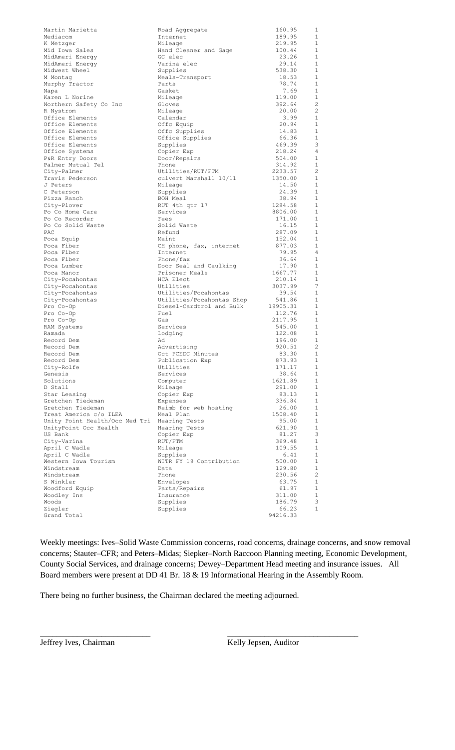| | | | |
|---|---|---|---|
| Martin Marietta | Road Aggregate | 160.95 | 1 |
| Mediacom | Internet | 189.95 | 1 |
| K Metzger | Mileage | 219.95 | 1 |
| Mid Iowa Sales | Hand Cleaner and Gage | 100.44 | 1 |
| MidAmeri Energy | GC elec | 23.26 | 1 |
| MidAmeri Energy | Varina elec | 29.14 | 1 |
| Midwest Wheel | Supplies | 538.30 | 1 |
| M Montag | Meals-Transport | 18.53 | 1 |
| Murphy Tractor | Parts | 78.74 | 1 |
| Napa | Gasket | 7.69 | 1 |
| Karen L Norine | Mileage | 119.00 | 1 |
| Northern Safety Co Inc | Gloves | 392.64 | 2 |
| R Nystrom | Mileage | 20.00 | 2 |
| Office Elements | Calendar | 3.99 | 1 |
| Office Elements | Offc Equip | 20.94 | 1 |
| Office Elements | Offc Supplies | 14.83 | 1 |
| Office Elements | Office Supplies | 66.36 | 1 |
| Office Elements | Supplies | 469.39 | 3 |
| Office Systems | Copier Exp | 218.24 | 4 |
| P&R Entry Doors | Door/Repairs | 504.00 | 1 |
| Palmer Mutual Tel | Phone | 314.92 | 1 |
| City-Palmer | Utilities/RUT/FTM | 2233.57 | 2 |
| Travis Pederson | culvert Marshall 10/11 | 1350.00 | 1 |
| J Peters | Mileage | 14.50 | 1 |
| C Peterson | Supplies | 24.39 | 1 |
| Pizza Ranch | BOH Meal | 38.94 | 1 |
| City-Plover | RUT 4th qtr 17 | 1284.58 | 1 |
| Po Co Home Care | Services | 8806.00 | 1 |
| Po Co Recorder | Fees | 171.00 | 1 |
| Po Co Solid Waste | Solid Waste | 16.15 | 1 |
| PAC | Refund | 287.09 | 1 |
| Poca Equip | Maint | 152.04 | 1 |
| Poca Fiber | CH phone, fax, internet | 877.03 | 1 |
| Poca Fiber | Internet | 79.95 | 4 |
| Poca Fiber | Phone/fax | 36.64 | 1 |
| Poca Lumber | Door Seal and Caulking | 17.90 | 1 |
| Poca Manor | Prisoner Meals | 1667.77 | 1 |
| City-Pocahontas | HCA Elect | 210.14 | 1 |
| City-Pocahontas | Utilities | 3037.99 | 7 |
| City-Pocahontas | Utilities/Pocahontas | 39.54 | 1 |
| City-Pocahontas | Utilities/Pocahontas Shop | 541.86 | 1 |
| Pro Co-Op | Diesel-Cardtrol and Bulk | 19905.31 | 1 |
| Pro Co-Op | Fuel | 112.76 | 1 |
| Pro Co-Op | Gas | 2117.95 | 1 |
| RAM Systems | Services | 545.00 | 1 |
| Ramada | Lodging | 122.08 | 1 |
| Record Dem | Ad | 196.00 | 1 |
| Record Dem | Advertising | 920.51 | 2 |
| Record Dem | Oct PCEDC Minutes | 83.30 | 1 |
| Record Dem | Publication Exp | 873.93 | 1 |
| City-Rolfe | Utilities | 171.17 | 1 |
| Genesis | Services | 38.64 | 1 |
| Solutions | Computer | 1621.89 | 1 |
| D Stall | Mileage | 291.00 | 1 |
| Star Leasing | Copier Exp | 83.13 | 1 |
| Gretchen Tiedeman | Expenses | 336.84 | 1 |
| Gretchen Tiedeman | Reimb for web hosting | 26.00 | 1 |
| Treat America c/o ILEA | Meal Plan | 1508.40 | 1 |
| Unity Point Health/Occ Med Tri | Hearing Tests | 95.00 | 1 |
| UnityPoint Occ Health | Hearing Tests | 621.90 | 1 |
| US Bank | Copier Exp | 81.27 | 3 |
| City-Varina | RUT/FTM | 369.48 | 1 |
| April C Wadle | Mileage | 109.55 | 1 |
| April C Wadle | Supplies | 6.41 | 1 |
| Western Iowa Tourism | WITR FY 19 Contribution | 500.00 | 1 |
| Windstream | Data | 129.80 | 1 |
| Windstream | Phone | 230.56 | 2 |
| S Winkler | Envelopes | 63.75 | 1 |
| Woodford Equip | Parts/Repairs | 61.97 | 1 |
| Woodley Ins | Insurance | 311.00 | 1 |
| Woods | Supplies | 186.79 | 3 |
| Ziegler | Supplies | 66.23 | 1 |
| Grand Total | | 94216.33 | |

Weekly meetings: Ives–Solid Waste Commission concerns, road concerns, drainage concerns, and snow removal concerns; Stauter–CFR; and Peters–Midas; Siepker–North Raccoon Planning meeting, Economic Development, County Social Services, and drainage concerns; Dewey–Department Head meeting and insurance issues. All Board members were present at DD 41 Br. 18 & 19 Informational Hearing in the Assembly Room.

There being no further business, the Chairman declared the meeting adjourned.

\_\_\_\_\_\_\_\_\_\_\_\_\_\_\_\_\_\_\_\_\_\_\_\_\_\_\_ \_\_\_\_\_\_\_\_\_\_\_\_\_\_\_\_\_\_\_\_\_\_\_\_\_\_\_\_\_\_\_\_

Jeffrey Ives, Chairman Kelly Jepsen, Auditor